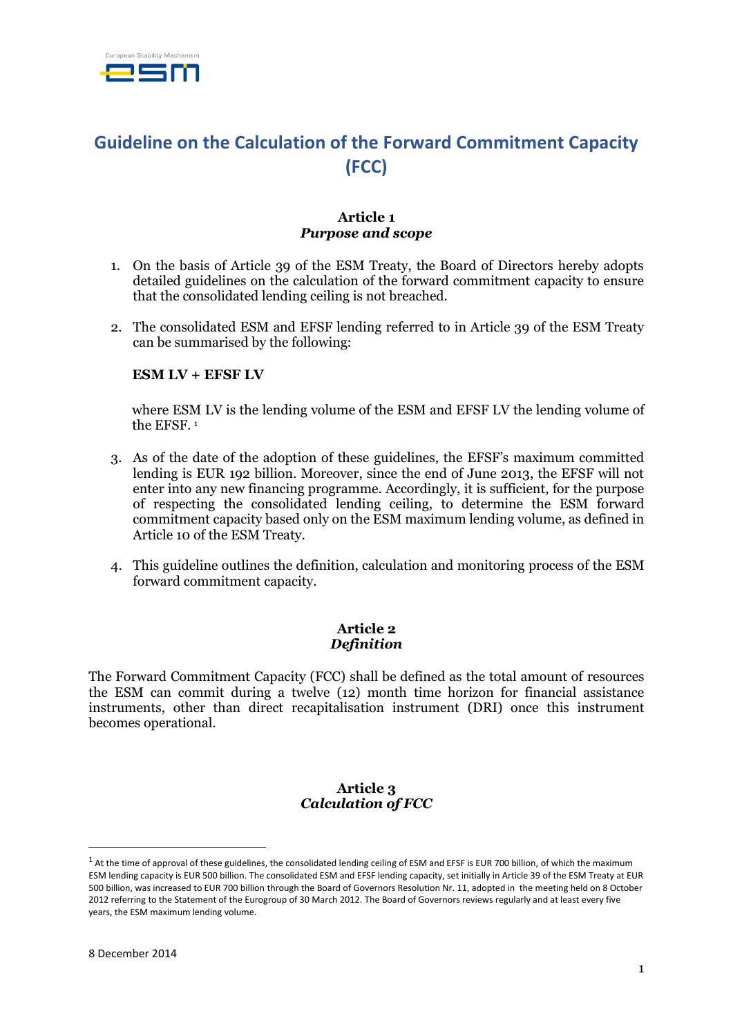European Stability Mechanism

# Guideline on the Calculation of the Forward Commitment Capacity (FCC)

## Article 1
### *Purpose and scope*

1. On the basis of Article 39 of the ESM Treaty, the Board of Directors hereby adopts detailed guidelines on the calculation of the forward commitment capacity to ensure that the consolidated lending ceiling is not breached.

2. The consolidated ESM and EFSF lending referred to in Article 39 of the ESM Treaty can be summarised by the following:

   **ESM LV + EFSF LV**

   where ESM LV is the lending volume of the ESM and EFSF LV the lending volume of the EFSF. [1]

3. As of the date of the adoption of these guidelines, the EFSF's maximum committed lending is EUR 192 billion. Moreover, since the end of June 2013, the EFSF will not enter into any new financing programme. Accordingly, it is sufficient, for the purpose of respecting the consolidated lending ceiling, to determine the ESM forward commitment capacity based only on the ESM maximum lending volume, as defined in Article 10 of the ESM Treaty.

4. This guideline outlines the definition, calculation and monitoring process of the ESM forward commitment capacity.

## Article 2
### *Definition*

The Forward Commitment Capacity (FCC) shall be defined as the total amount of resources the ESM can commit during a twelve (12) month time horizon for financial assistance instruments, other than direct recapitalisation instrument (DRI) once this instrument becomes operational.

## Article 3
### *Calculation of FCC*

---

[1] At the time of approval of these guidelines, the consolidated lending ceiling of ESM and EFSF is EUR 700 billion, of which the maximum ESM lending capacity is EUR 500 billion. The consolidated ESM and EFSF lending capacity, set initially in Article 39 of the ESM Treaty at EUR 500 billion, was increased to EUR 700 billion through the Board of Governors Resolution Nr. 11, adopted in the meeting held on 8 October 2012 referring to the Statement of the Eurogroup of 30 March 2012. The Board of Governors reviews regularly and at least every five years, the ESM maximum lending volume.

8 December 2014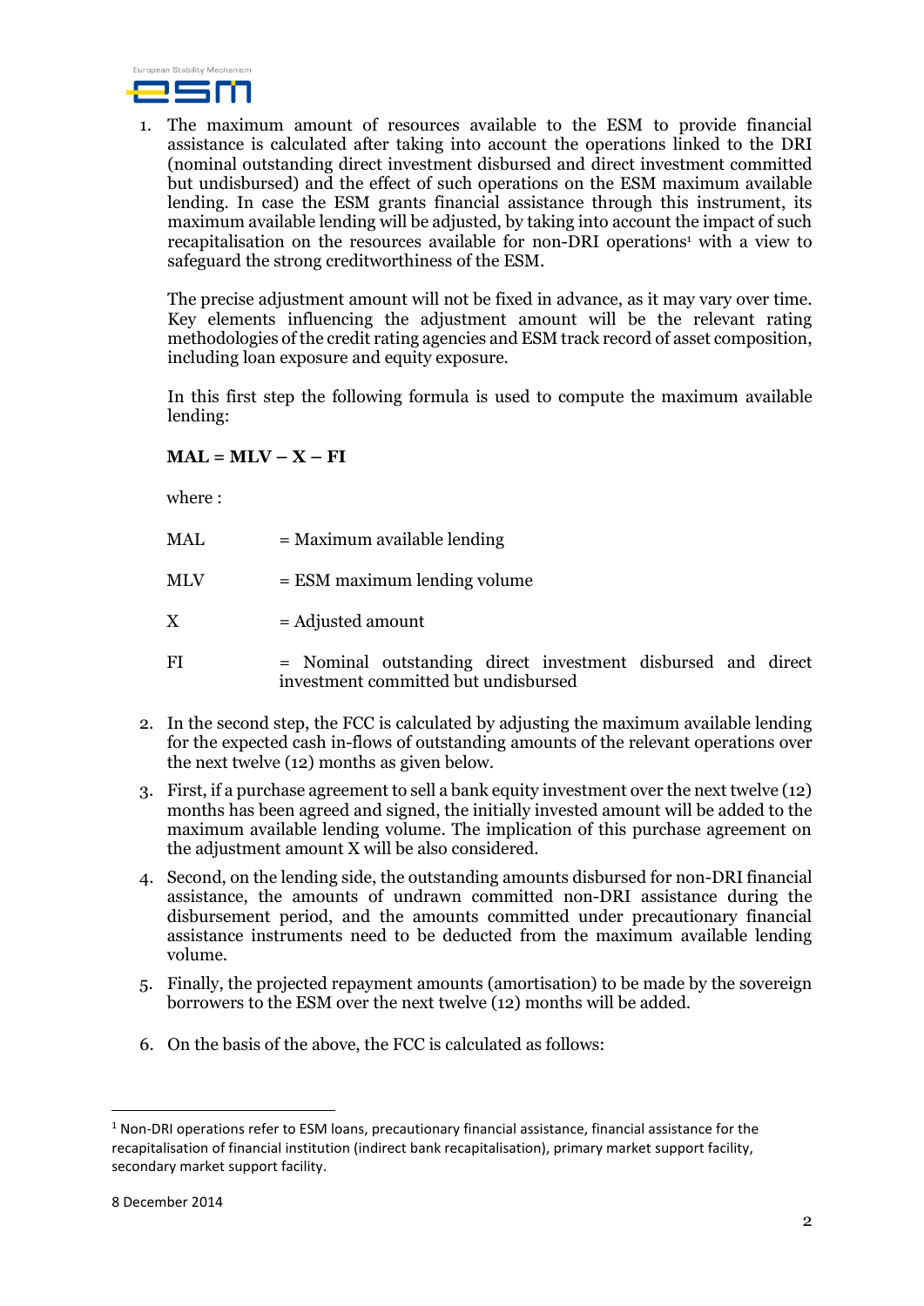1. The maximum amount of resources available to the ESM to provide financial assistance is calculated after taking into account the operations linked to the DRI (nominal outstanding direct investment disbursed and direct investment committed but undisbursed) and the effect of such operations on the ESM maximum available lending. In case the ESM grants financial assistance through this instrument, its maximum available lending will be adjusted, by taking into account the impact of such recapitalisation on the resources available for non-DRI operations[1] with a view to safeguard the strong creditworthiness of the ESM.

   The precise adjustment amount will not be fixed in advance, as it may vary over time. Key elements influencing the adjustment amount will be the relevant rating methodologies of the credit rating agencies and ESM track record of asset composition, including loan exposure and equity exposure.

   In this first step the following formula is used to compute the maximum available lending:

   **MAL = MLV – X – FI**

   where :

   | | |
   |---|---|
   | MAL | = Maximum available lending |
   | MLV | = ESM maximum lending volume |
   | X | = Adjusted amount |
   | FI | = Nominal outstanding direct investment disbursed and direct investment committed but undisbursed |

2. In the second step, the FCC is calculated by adjusting the maximum available lending for the expected cash in-flows of outstanding amounts of the relevant operations over the next twelve (12) months as given below.
3. First, if a purchase agreement to sell a bank equity investment over the next twelve (12) months has been agreed and signed, the initially invested amount will be added to the maximum available lending volume. The implication of this purchase agreement on the adjustment amount X will be also considered.
4. Second, on the lending side, the outstanding amounts disbursed for non-DRI financial assistance, the amounts of undrawn committed non-DRI assistance during the disbursement period, and the amounts committed under precautionary financial assistance instruments need to be deducted from the maximum available lending volume.
5. Finally, the projected repayment amounts (amortisation) to be made by the sovereign borrowers to the ESM over the next twelve (12) months will be added.
6. On the basis of the above, the FCC is calculated as follows:

[1] Non-DRI operations refer to ESM loans, precautionary financial assistance, financial assistance for the recapitalisation of financial institution (indirect bank recapitalisation), primary market support facility, secondary market support facility.

8 December 2014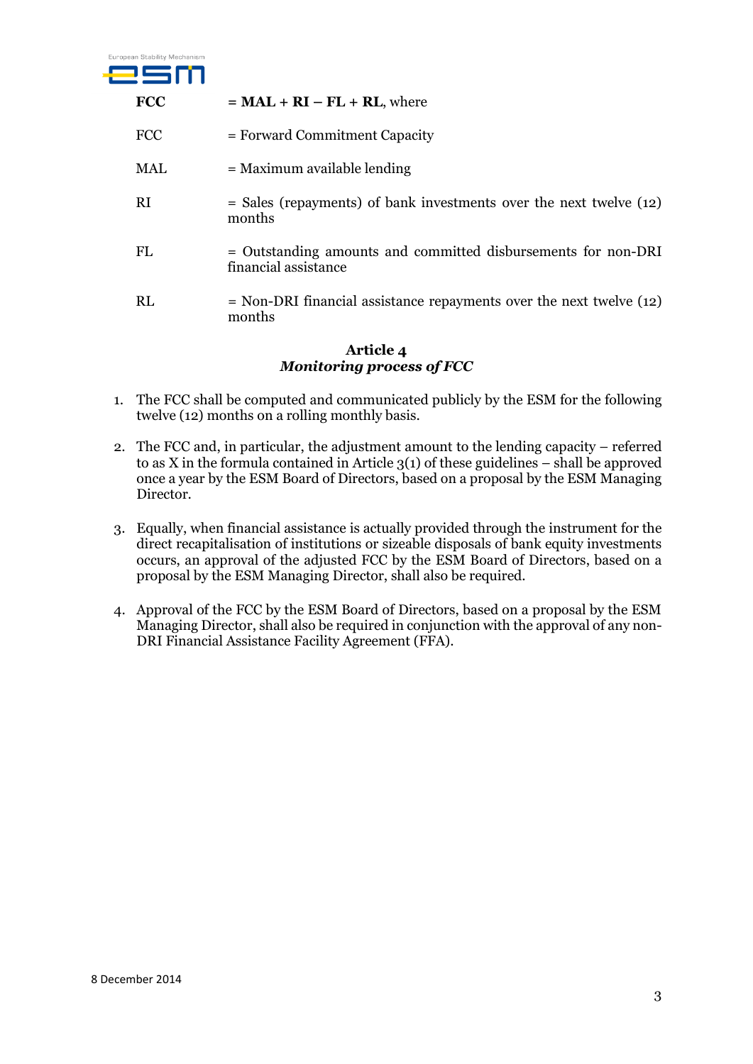**FCC** = **MAL** + **RI** – **FL** + **RL**, where

| | |
|---|---|
| FCC | = Forward Commitment Capacity |
| MAL | = Maximum available lending |
| RI | = Sales (repayments) of bank investments over the next twelve (12) months |
| FL | = Outstanding amounts and committed disbursements for non-DRI financial assistance |
| RL | = Non-DRI financial assistance repayments over the next twelve (12) months |

### Article 4
### *Monitoring process of FCC*

1. The FCC shall be computed and communicated publicly by the ESM for the following twelve (12) months on a rolling monthly basis.
2. The FCC and, in particular, the adjustment amount to the lending capacity – referred to as X in the formula contained in Article 3(1) of these guidelines – shall be approved once a year by the ESM Board of Directors, based on a proposal by the ESM Managing Director.
3. Equally, when financial assistance is actually provided through the instrument for the direct recapitalisation of institutions or sizeable disposals of bank equity investments occurs, an approval of the adjusted FCC by the ESM Board of Directors, based on a proposal by the ESM Managing Director, shall also be required.
4. Approval of the FCC by the ESM Board of Directors, based on a proposal by the ESM Managing Director, shall also be required in conjunction with the approval of any non-DRI Financial Assistance Facility Agreement (FFA).